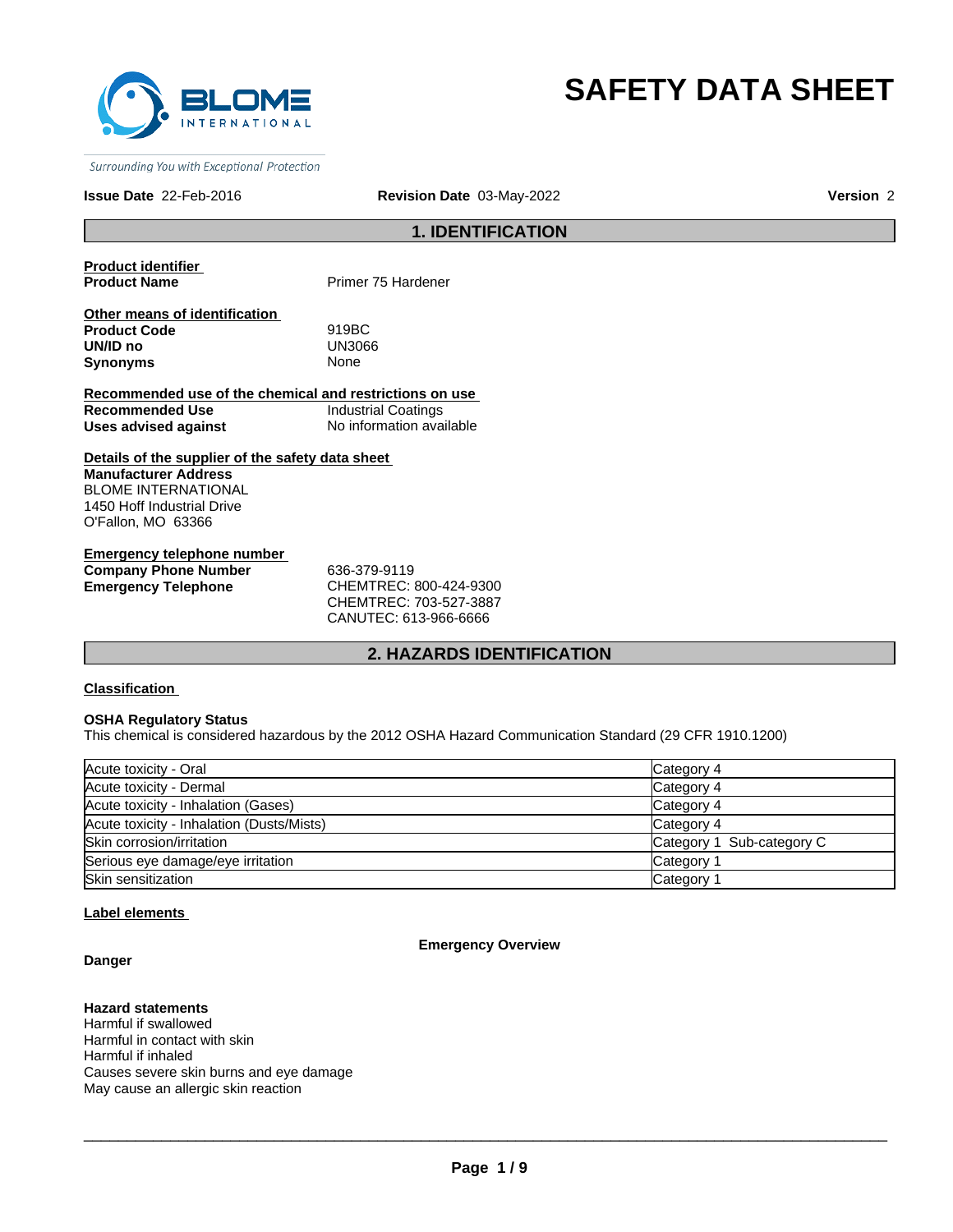BLOME INTERNATIONAL

*Surrounding You with Exceptional Protection*

# SAFETY DATA SHEET

**Issue Date** 22-Feb-2016 **Revision Date** 03-May-2022 **Version** 2

## 1. IDENTIFICATION

**Product identifier**

| | |
|---|---|
| **Product Name** | Primer 75 Hardener |

**Other means of identification**

| | |
|---|---|
| **Product Code** | 919BC |
| **UN/ID no** | UN3066 |
| **Synonyms** | None |

**Recommended use of the chemical and restrictions on use**

| | |
|---|---|
| **Recommended Use** | Industrial Coatings |
| **Uses advised against** | No information available |

**Details of the supplier of the safety data sheet**

**Manufacturer Address**
BLOME INTERNATIONAL
1450 Hoff Industrial Drive
O'Fallon, MO 63366

**Emergency telephone number**

| | |
|---|---|
| **Company Phone Number** | 636-379-9119 |
| **Emergency Telephone** | CHEMTREC: 800-424-9300<br>CHEMTREC: 703-527-3887<br>CANUTEC: 613-966-6666 |

## 2. HAZARDS IDENTIFICATION

**Classification**

**OSHA Regulatory Status**
This chemical is considered hazardous by the 2012 OSHA Hazard Communication Standard (29 CFR 1910.1200)

| | |
|---|---|
| Acute toxicity - Oral | Category 4 |
| Acute toxicity - Dermal | Category 4 |
| Acute toxicity - Inhalation (Gases) | Category 4 |
| Acute toxicity - Inhalation (Dusts/Mists) | Category 4 |
| Skin corrosion/irritation | Category 1 Sub-category C |
| Serious eye damage/eye irritation | Category 1 |
| Skin sensitization | Category 1 |

**Label elements**

**Emergency Overview**

**Danger**

**Hazard statements**
Harmful if swallowed
Harmful in contact with skin
Harmful if inhaled
Causes severe skin burns and eye damage
May cause an allergic skin reaction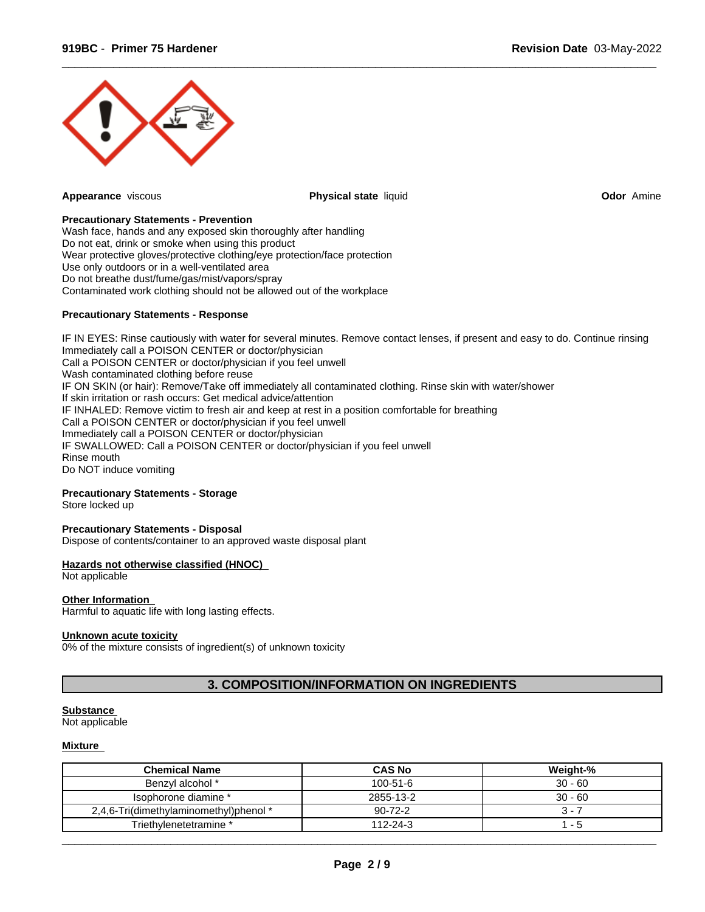**Appearance** viscous **Physical state** liquid **Odor** Amine

**Precautionary Statements - Prevention**
Wash face, hands and any exposed skin thoroughly after handling
Do not eat, drink or smoke when using this product
Wear protective gloves/protective clothing/eye protection/face protection
Use only outdoors or in a well-ventilated area
Do not breathe dust/fume/gas/mist/vapors/spray
Contaminated work clothing should not be allowed out of the workplace

**Precautionary Statements - Response**

IF IN EYES: Rinse cautiously with water for several minutes. Remove contact lenses, if present and easy to do. Continue rinsing
Immediately call a POISON CENTER or doctor/physician
Call a POISON CENTER or doctor/physician if you feel unwell
Wash contaminated clothing before reuse
IF ON SKIN (or hair): Remove/Take off immediately all contaminated clothing. Rinse skin with water/shower
If skin irritation or rash occurs: Get medical advice/attention
IF INHALED: Remove victim to fresh air and keep at rest in a position comfortable for breathing
Call a POISON CENTER or doctor/physician if you feel unwell
Immediately call a POISON CENTER or doctor/physician
IF SWALLOWED: Call a POISON CENTER or doctor/physician if you feel unwell
Rinse mouth
Do NOT induce vomiting

**Precautionary Statements - Storage**
Store locked up

**Precautionary Statements - Disposal**
Dispose of contents/container to an approved waste disposal plant

**Hazards not otherwise classified (HNOC)**
Not applicable

**Other Information**
Harmful to aquatic life with long lasting effects.

**Unknown acute toxicity**
0% of the mixture consists of ingredient(s) of unknown toxicity

## 3. COMPOSITION/INFORMATION ON INGREDIENTS

**Substance**
Not applicable

**Mixture**

| Chemical Name | CAS No | Weight-% |
|---|---|---|
| Benzyl alcohol * | 100-51-6 | 30 - 60 |
| Isophorone diamine * | 2855-13-2 | 30 - 60 |
| 2,4,6-Tri(dimethylaminomethyl)phenol * | 90-72-2 | 3 - 7 |
| Triethylenetetramine * | 112-24-3 | 1 - 5 |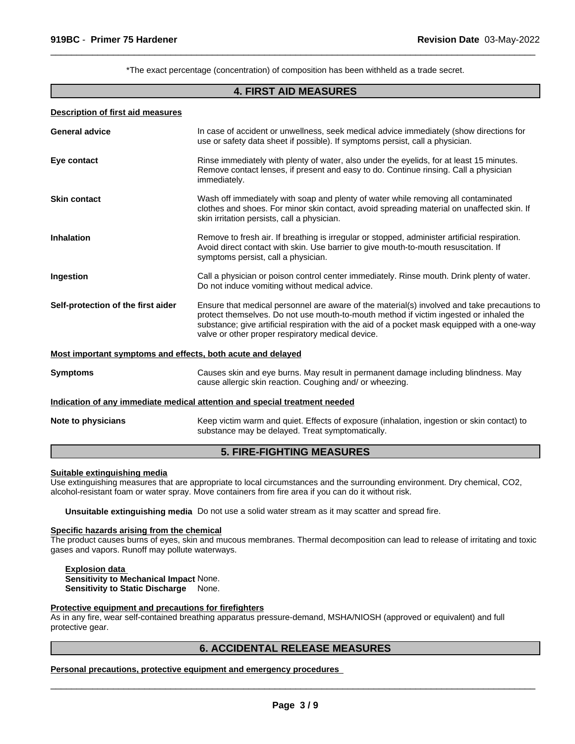*The exact percentage (concentration) of composition has been withheld as a trade secret.

## 4. FIRST AID MEASURES

**Description of first aid measures**

**General advice**
In case of accident or unwellness, seek medical advice immediately (show directions for use or safety data sheet if possible). If symptoms persist, call a physician.

**Eye contact**
Rinse immediately with plenty of water, also under the eyelids, for at least 15 minutes. Remove contact lenses, if present and easy to do. Continue rinsing. Call a physician immediately.

**Skin contact**
Wash off immediately with soap and plenty of water while removing all contaminated clothes and shoes. For minor skin contact, avoid spreading material on unaffected skin. If skin irritation persists, call a physician.

**Inhalation**
Remove to fresh air. If breathing is irregular or stopped, administer artificial respiration. Avoid direct contact with skin. Use barrier to give mouth-to-mouth resuscitation. If symptoms persist, call a physician.

**Ingestion**
Call a physician or poison control center immediately. Rinse mouth. Drink plenty of water. Do not induce vomiting without medical advice.

**Self-protection of the first aider**
Ensure that medical personnel are aware of the material(s) involved and take precautions to protect themselves. Do not use mouth-to-mouth method if victim ingested or inhaled the substance; give artificial respiration with the aid of a pocket mask equipped with a one-way valve or other proper respiratory medical device.

**Most important symptoms and effects, both acute and delayed**

**Symptoms**
Causes skin and eye burns. May result in permanent damage including blindness. May cause allergic skin reaction. Coughing and/ or wheezing.

**Indication of any immediate medical attention and special treatment needed**

**Note to physicians**
Keep victim warm and quiet. Effects of exposure (inhalation, ingestion or skin contact) to substance may be delayed. Treat symptomatically.

## 5. FIRE-FIGHTING MEASURES

**Suitable extinguishing media**

Use extinguishing measures that are appropriate to local circumstances and the surrounding environment. Dry chemical, $CO_2$, alcohol-resistant foam or water spray. Move containers from fire area if you can do it without risk.

**Unsuitable extinguishing media** Do not use a solid water stream as it may scatter and spread fire.

**Specific hazards arising from the chemical**

The product causes burns of eyes, skin and mucous membranes. Thermal decomposition can lead to release of irritating and toxic gases and vapors. Runoff may pollute waterways.

**Explosion data**
**Sensitivity to Mechanical Impact** None.
**Sensitivity to Static Discharge** None.

**Protective equipment and precautions for firefighters**

As in any fire, wear self-contained breathing apparatus pressure-demand, MSHA/NIOSH (approved or equivalent) and full protective gear.

## 6. ACCIDENTAL RELEASE MEASURES

**Personal precautions, protective equipment and emergency procedures**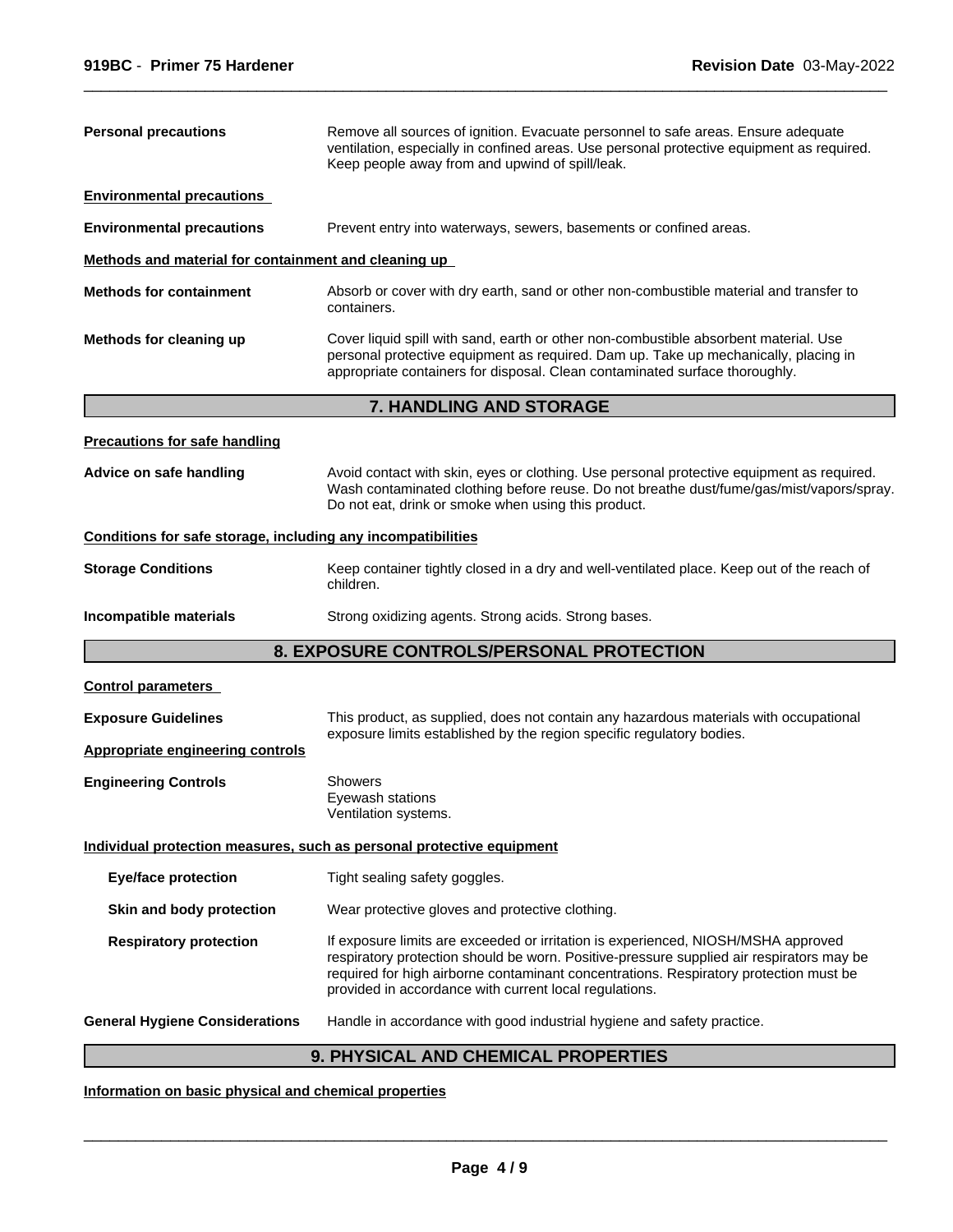**Personal precautions** Remove all sources of ignition. Evacuate personnel to safe areas. Ensure adequate ventilation, especially in confined areas. Use personal protective equipment as required. Keep people away from and upwind of spill/leak.

**Environmental precautions**

**Environmental precautions** Prevent entry into waterways, sewers, basements or confined areas.

**Methods and material for containment and cleaning up**

**Methods for containment** Absorb or cover with dry earth, sand or other non-combustible material and transfer to containers.

**Methods for cleaning up** Cover liquid spill with sand, earth or other non-combustible absorbent material. Use personal protective equipment as required. Dam up. Take up mechanically, placing in appropriate containers for disposal. Clean contaminated surface thoroughly.

## 7. HANDLING AND STORAGE

**Precautions for safe handling**

**Advice on safe handling** Avoid contact with skin, eyes or clothing. Use personal protective equipment as required. Wash contaminated clothing before reuse. Do not breathe dust/fume/gas/mist/vapors/spray. Do not eat, drink or smoke when using this product.

**Conditions for safe storage, including any incompatibilities**

**Storage Conditions** Keep container tightly closed in a dry and well-ventilated place. Keep out of the reach of children.

**Incompatible materials** Strong oxidizing agents. Strong acids. Strong bases.

## 8. EXPOSURE CONTROLS/PERSONAL PROTECTION

**Control parameters**

**Exposure Guidelines** This product, as supplied, does not contain any hazardous materials with occupational exposure limits established by the region specific regulatory bodies.

**Appropriate engineering controls**

**Engineering Controls** Showers
Eyewash stations
Ventilation systems.

**Individual protection measures, such as personal protective equipment**

**Eye/face protection** Tight sealing safety goggles.

**Skin and body protection** Wear protective gloves and protective clothing.

**Respiratory protection** If exposure limits are exceeded or irritation is experienced, NIOSH/MSHA approved respiratory protection should be worn. Positive-pressure supplied air respirators may be required for high airborne contaminant concentrations. Respiratory protection must be provided in accordance with current local regulations.

**General Hygiene Considerations** Handle in accordance with good industrial hygiene and safety practice.

## 9. PHYSICAL AND CHEMICAL PROPERTIES

**Information on basic physical and chemical properties**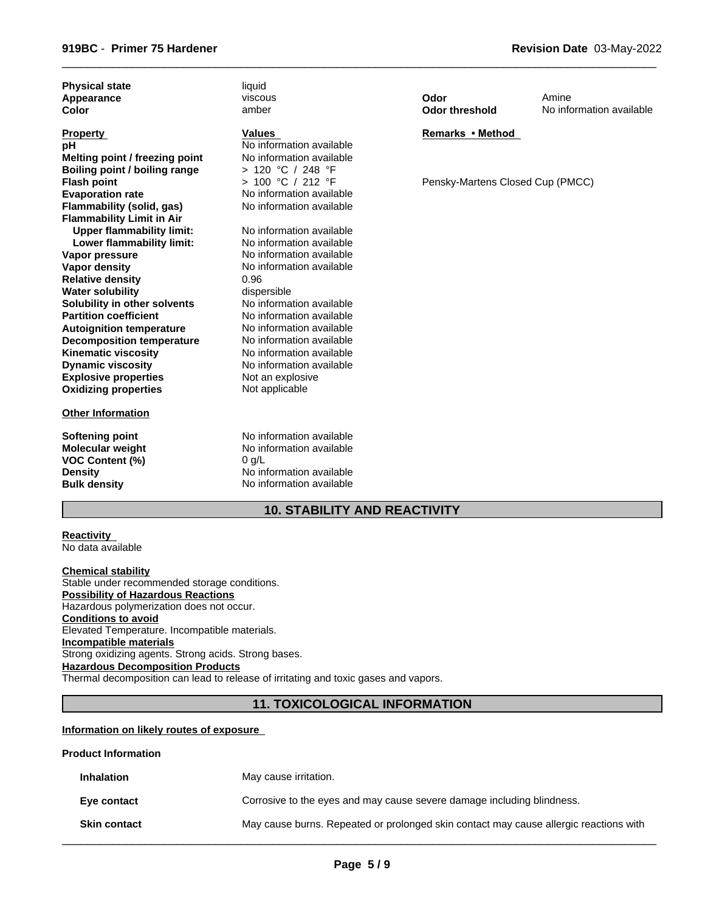| | | | |
|---|---|---|---|
| **Physical state** | liquid | | |
| **Appearance** | viscous | **Odor** | Amine |
| **Color** | amber | **Odor threshold** | No information available |

| **Property** | **Values** | **Remarks • Method** |
|---|---|---|
| **pH** | No information available | |
| **Melting point / freezing point** | No information available | |
| **Boiling point / boiling range** | > 120 °C / 248 °F | |
| **Flash point** | > 100 °C / 212 °F | Pensky-Martens Closed Cup (PMCC) |
| **Evaporation rate** | No information available | |
| **Flammability (solid, gas)** | No information available | |
| **Flammability Limit in Air** | | |
| **Upper flammability limit:** | No information available | |
| **Lower flammability limit:** | No information available | |
| **Vapor pressure** | No information available | |
| **Vapor density** | No information available | |
| **Relative density** | 0.96 | |
| **Water solubility** | dispersible | |
| **Solubility in other solvents** | No information available | |
| **Partition coefficient** | No information available | |
| **Autoignition temperature** | No information available | |
| **Decomposition temperature** | No information available | |
| **Kinematic viscosity** | No information available | |
| **Dynamic viscosity** | No information available | |
| **Explosive properties** | Not an explosive | |
| **Oxidizing properties** | Not applicable | |

**Other Information**

| | |
|---|---|
| **Softening point** | No information available |
| **Molecular weight** | No information available |
| **VOC Content (%)** | 0 g/L |
| **Density** | No information available |
| **Bulk density** | No information available |

## 10. STABILITY AND REACTIVITY

**Reactivity**
No data available

**Chemical stability**
Stable under recommended storage conditions.
**Possibility of Hazardous Reactions**
Hazardous polymerization does not occur.
**Conditions to avoid**
Elevated Temperature. Incompatible materials.
**Incompatible materials**
Strong oxidizing agents. Strong acids. Strong bases.
**Hazardous Decomposition Products**
Thermal decomposition can lead to release of irritating and toxic gases and vapors.

## 11. TOXICOLOGICAL INFORMATION

**Information on likely routes of exposure**

**Product Information**

| | |
|---|---|
| **Inhalation** | May cause irritation. |
| **Eye contact** | Corrosive to the eyes and may cause severe damage including blindness. |
| **Skin contact** | May cause burns. Repeated or prolonged skin contact may cause allergic reactions with |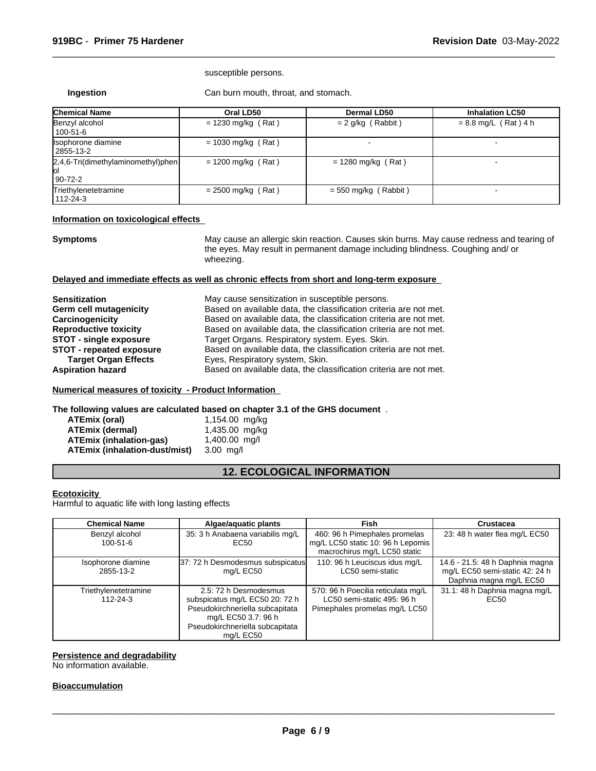susceptible persons.

**Ingestion** Can burn mouth, throat, and stomach.

| Chemical Name | Oral LD50 | Dermal LD50 | Inhalation LC50 |
|---|---|---|---|
| Benzyl alcohol 100-51-6 | = 1230 mg/kg ( Rat ) | = 2 g/kg ( Rabbit ) | = 8.8 mg/L ( Rat ) 4 h |
| Isophorone diamine 2855-13-2 | = 1030 mg/kg ( Rat ) | - | - |
| 2,4,6-Tri(dimethylaminomethyl)phenol 90-72-2 | = 1200 mg/kg ( Rat ) | = 1280 mg/kg ( Rat ) | - |
| Triethylenetetramine 112-24-3 | = 2500 mg/kg ( Rat ) | = 550 mg/kg ( Rabbit ) | - |

**Information on toxicological effects**

**Symptoms** May cause an allergic skin reaction. Causes skin burns. May cause redness and tearing of the eyes. May result in permanent damage including blindness. Coughing and/ or wheezing.

**Delayed and immediate effects as well as chronic effects from short and long-term exposure**

**Sensitization** May cause sensitization in susceptible persons.
**Germ cell mutagenicity** Based on available data, the classification criteria are not met.
**Carcinogenicity** Based on available data, the classification criteria are not met.
**Reproductive toxicity** Based on available data, the classification criteria are not met.
**STOT - single exposure** Target Organs. Respiratory system. Eyes. Skin.
**STOT - repeated exposure** Based on available data, the classification criteria are not met.
**Target Organ Effects** Eyes, Respiratory system, Skin.
**Aspiration hazard** Based on available data, the classification criteria are not met.

**Numerical measures of toxicity - Product Information**

**The following values are calculated based on chapter 3.1 of the GHS document** .

**ATEmix (oral)** 1,154.00 mg/kg
**ATEmix (dermal)** 1,435.00 mg/kg
**ATEmix (inhalation-gas)** 1,400.00 mg/l
**ATEmix (inhalation-dust/mist)** 3.00 mg/l

## 12. ECOLOGICAL INFORMATION

**Ecotoxicity**
Harmful to aquatic life with long lasting effects

| Chemical Name | Algae/aquatic plants | Fish | Crustacea |
|---|---|---|---|
| Benzyl alcohol 100-51-6 | 35: 3 h Anabaena variabilis mg/L EC50 | 460: 96 h Pimephales promelas mg/L LC50 static 10: 96 h Lepomis macrochirus mg/L LC50 static | 23: 48 h water flea mg/L EC50 |
| Isophorone diamine 2855-13-2 | 37: 72 h Desmodesmus subspicatus mg/L EC50 | 110: 96 h Leuciscus idus mg/L LC50 semi-static | 14.6 - 21.5: 48 h Daphnia magna mg/L EC50 semi-static 42: 24 h Daphnia magna mg/L EC50 |
| Triethylenetetramine 112-24-3 | 2.5: 72 h Desmodesmus subspicatus mg/L EC50 20: 72 h Pseudokirchneriella subcapitata mg/L EC50 3.7: 96 h Pseudokirchneriella subcapitata mg/L EC50 | 570: 96 h Poecilia reticulata mg/L LC50 semi-static 495: 96 h Pimephales promelas mg/L LC50 | 31.1: 48 h Daphnia magna mg/L EC50 |

**Persistence and degradability**
No information available.

**Bioaccumulation**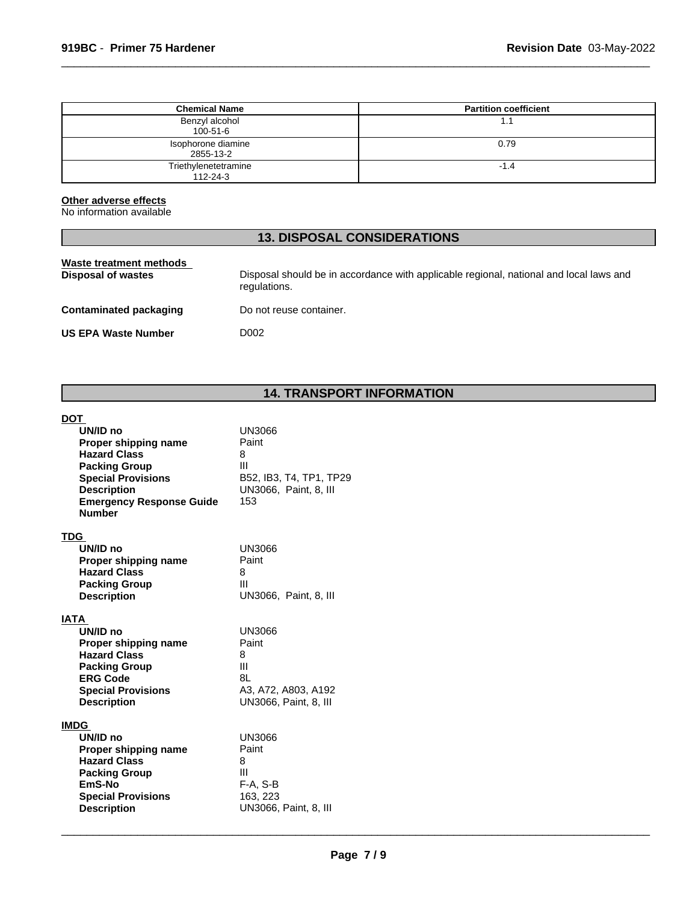| Chemical Name | Partition coefficient |
| --- | --- |
| Benzyl alcohol 100-51-6 | 1.1 |
| Isophorone diamine 2855-13-2 | 0.79 |
| Triethylenetetramine 112-24-3 | -1.4 |

**Other adverse effects**
No information available

## 13. DISPOSAL CONSIDERATIONS

**Waste treatment methods**

**Disposal of wastes** Disposal should be in accordance with applicable regional, national and local laws and regulations.

**Contaminated packaging** Do not reuse container.

**US EPA Waste Number** D002

## 14. TRANSPORT INFORMATION

**DOT**

- **UN/ID no** UN3066
- **Proper shipping name** Paint
- **Hazard Class** 8
- **Packing Group** III
- **Special Provisions** B52, IB3, T4, TP1, TP29
- **Description** UN3066, Paint, 8, III
- **Emergency Response Guide Number** 153

**TDG**

- **UN/ID no** UN3066
- **Proper shipping name** Paint
- **Hazard Class** 8
- **Packing Group** III
- **Description** UN3066, Paint, 8, III

**IATA**

- **UN/ID no** UN3066
- **Proper shipping name** Paint
- **Hazard Class** 8
- **Packing Group** III
- **ERG Code** 8L
- **Special Provisions** A3, A72, A803, A192
- **Description** UN3066, Paint, 8, III

**IMDG**

- **UN/ID no** UN3066
- **Proper shipping name** Paint
- **Hazard Class** 8
- **Packing Group** III
- **EmS-No** F-A, S-B
- **Special Provisions** 163, 223
- **Description** UN3066, Paint, 8, III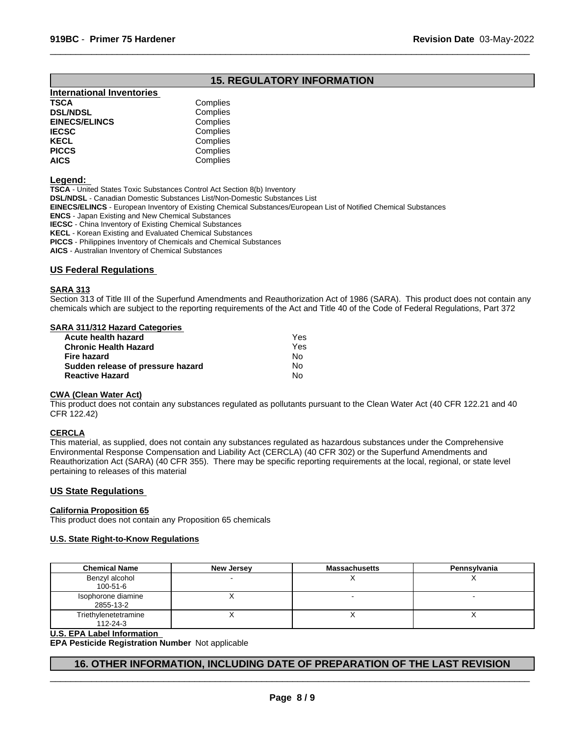## 15. REGULATORY INFORMATION

### International Inventories

| | |
|---|---|
| **TSCA** | Complies |
| **DSL/NDSL** | Complies |
| **EINECS/ELINCS** | Complies |
| **IECSC** | Complies |
| **KECL** | Complies |
| **PICCS** | Complies |
| **AICS** | Complies |

**Legend:**

**TSCA** - United States Toxic Substances Control Act Section 8(b) Inventory
**DSL/NDSL** - Canadian Domestic Substances List/Non-Domestic Substances List
**EINECS/ELINCS** - European Inventory of Existing Chemical Substances/European List of Notified Chemical Substances
**ENCS** - Japan Existing and New Chemical Substances
**IECSC** - China Inventory of Existing Chemical Substances
**KECL** - Korean Existing and Evaluated Chemical Substances
**PICCS** - Philippines Inventory of Chemicals and Chemical Substances
**AICS** - Australian Inventory of Chemical Substances

### US Federal Regulations

**SARA 313**

Section 313 of Title III of the Superfund Amendments and Reauthorization Act of 1986 (SARA). This product does not contain any chemicals which are subject to the reporting requirements of the Act and Title 40 of the Code of Federal Regulations, Part 372

**SARA 311/312 Hazard Categories**

| | |
|---|---|
| **Acute health hazard** | Yes |
| **Chronic Health Hazard** | Yes |
| **Fire hazard** | No |
| **Sudden release of pressure hazard** | No |
| **Reactive Hazard** | No |

**CWA (Clean Water Act)**

This product does not contain any substances regulated as pollutants pursuant to the Clean Water Act (40 CFR 122.21 and 40 CFR 122.42)

**CERCLA**

This material, as supplied, does not contain any substances regulated as hazardous substances under the Comprehensive Environmental Response Compensation and Liability Act (CERCLA) (40 CFR 302) or the Superfund Amendments and Reauthorization Act (SARA) (40 CFR 355). There may be specific reporting requirements at the local, regional, or state level pertaining to releases of this material

### US State Regulations

**California Proposition 65**

This product does not contain any Proposition 65 chemicals

**U.S. State Right-to-Know Regulations**

| Chemical Name | New Jersey | Massachusetts | Pennsylvania |
|---|---|---|---|
| Benzyl alcohol 100-51-6 | - | X | X |
| Isophorone diamine 2855-13-2 | X | - | - |
| Triethylenetetramine 112-24-3 | X | X | X |

**U.S. EPA Label Information**

**EPA Pesticide Registration Number** Not applicable

## 16. OTHER INFORMATION, INCLUDING DATE OF PREPARATION OF THE LAST REVISION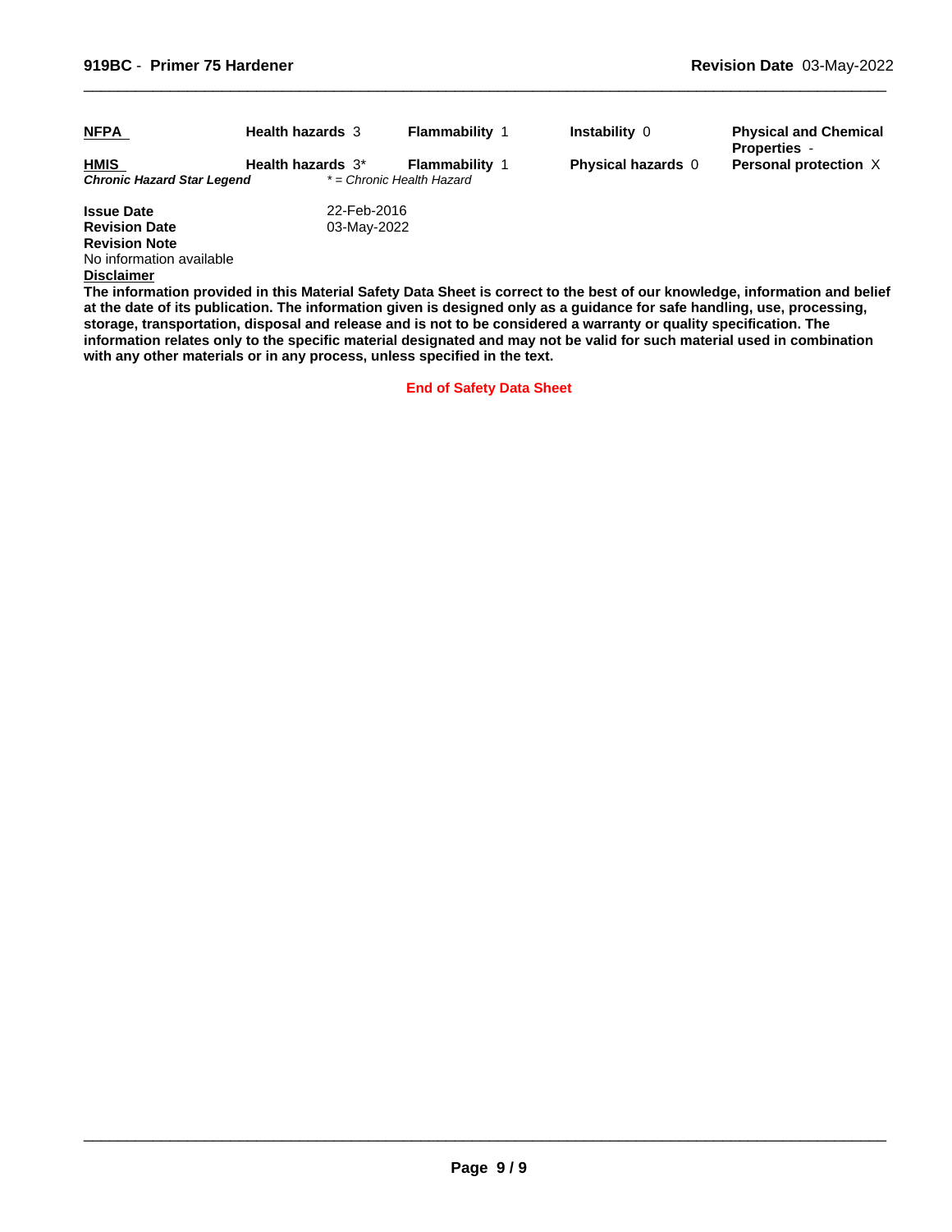| | | | | |
|---|---|---|---|---|
| **NFPA** | **Health hazards** 3 | **Flammability** 1 | **Instability** 0 | **Physical and Chemical Properties** - |
| **HMIS** | **Health hazards** 3* | **Flammability** 1 | **Physical hazards** 0 | **Personal protection** X |

***Chronic Hazard Star Legend*** *\* = Chronic Health Hazard*

**Issue Date** 22-Feb-2016

**Revision Date** 03-May-2022

**Revision Note**

No information available

**Disclaimer**

**The information provided in this Material Safety Data Sheet is correct to the best of our knowledge, information and belief at the date of its publication. The information given is designed only as a guidance for safe handling, use, processing, storage, transportation, disposal and release and is not to be considered a warranty or quality specification. The information relates only to the specific material designated and may not be valid for such material used in combination with any other materials or in any process, unless specified in the text.**

**End of Safety Data Sheet**